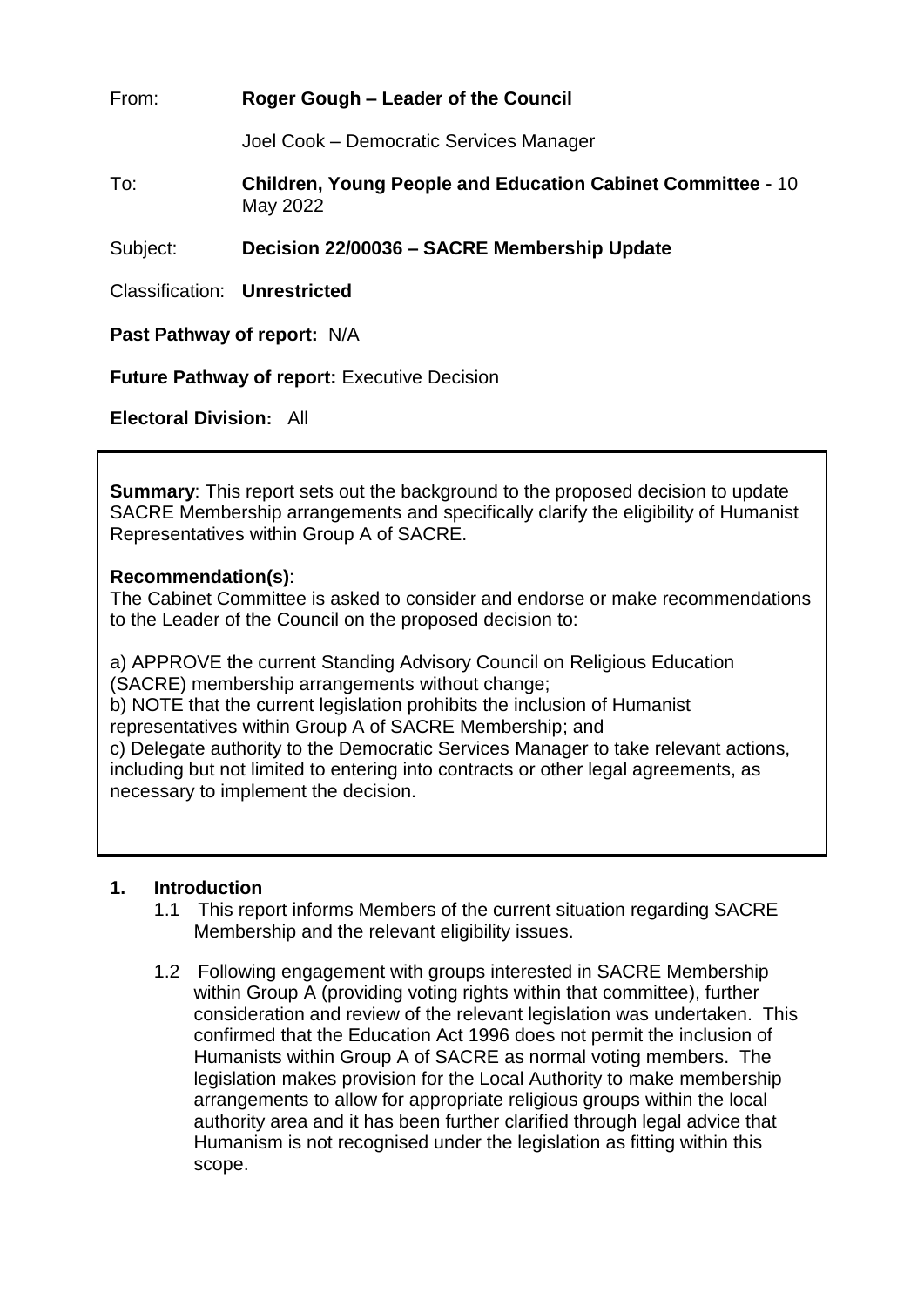From: **Roger Gough – Leader of the Council**

Joel Cook – Democratic Services Manager

To: **Children, Young People and Education Cabinet Committee -** 10 May 2022

Subject: **Decision 22/00036 – SACRE Membership Update**

Classification: **Unrestricted**

**Past Pathway of report:** N/A

**Future Pathway of report:** Executive Decision

**Electoral Division:** All

---

**Summary**: This report sets out the background to the proposed decision to update SACRE Membership arrangements and specifically clarify the eligibility of Humanist Representatives within Group A of SACRE.

**Recommendation(s)**:
The Cabinet Committee is asked to consider and endorse or make recommendations to the Leader of the Council on the proposed decision to:

a) APPROVE the current Standing Advisory Council on Religious Education (SACRE) membership arrangements without change;
b) NOTE that the current legislation prohibits the inclusion of Humanist representatives within Group A of SACRE Membership; and
c) Delegate authority to the Democratic Services Manager to take relevant actions, including but not limited to entering into contracts or other legal agreements, as necessary to implement the decision.

---

## 1. Introduction

1.1 This report informs Members of the current situation regarding SACRE Membership and the relevant eligibility issues.

1.2 Following engagement with groups interested in SACRE Membership within Group A (providing voting rights within that committee), further consideration and review of the relevant legislation was undertaken. This confirmed that the Education Act 1996 does not permit the inclusion of Humanists within Group A of SACRE as normal voting members. The legislation makes provision for the Local Authority to make membership arrangements to allow for appropriate religious groups within the local authority area and it has been further clarified through legal advice that Humanism is not recognised under the legislation as fitting within this scope.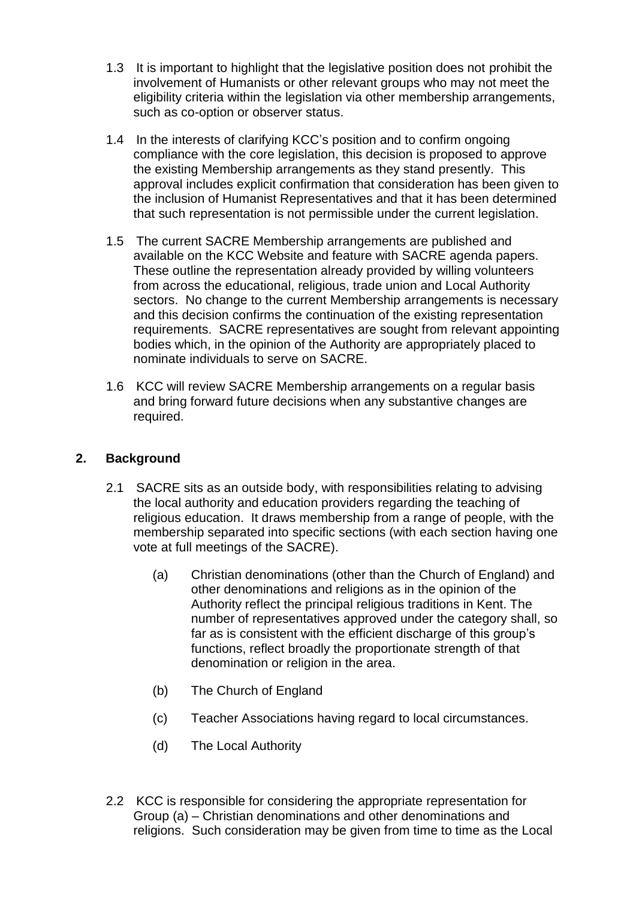1.3 It is important to highlight that the legislative position does not prohibit the involvement of Humanists or other relevant groups who may not meet the eligibility criteria within the legislation via other membership arrangements, such as co-option or observer status.

1.4 In the interests of clarifying KCC's position and to confirm ongoing compliance with the core legislation, this decision is proposed to approve the existing Membership arrangements as they stand presently. This approval includes explicit confirmation that consideration has been given to the inclusion of Humanist Representatives and that it has been determined that such representation is not permissible under the current legislation.

1.5 The current SACRE Membership arrangements are published and available on the KCC Website and feature with SACRE agenda papers. These outline the representation already provided by willing volunteers from across the educational, religious, trade union and Local Authority sectors. No change to the current Membership arrangements is necessary and this decision confirms the continuation of the existing representation requirements. SACRE representatives are sought from relevant appointing bodies which, in the opinion of the Authority are appropriately placed to nominate individuals to serve on SACRE.

1.6 KCC will review SACRE Membership arrangements on a regular basis and bring forward future decisions when any substantive changes are required.

## 2. Background

2.1 SACRE sits as an outside body, with responsibilities relating to advising the local authority and education providers regarding the teaching of religious education. It draws membership from a range of people, with the membership separated into specific sections (with each section having one vote at full meetings of the SACRE).

(a) Christian denominations (other than the Church of England) and other denominations and religions as in the opinion of the Authority reflect the principal religious traditions in Kent. The number of representatives approved under the category shall, so far as is consistent with the efficient discharge of this group's functions, reflect broadly the proportionate strength of that denomination or religion in the area.

(b) The Church of England

(c) Teacher Associations having regard to local circumstances.

(d) The Local Authority

2.2 KCC is responsible for considering the appropriate representation for Group (a) – Christian denominations and other denominations and religions. Such consideration may be given from time to time as the Local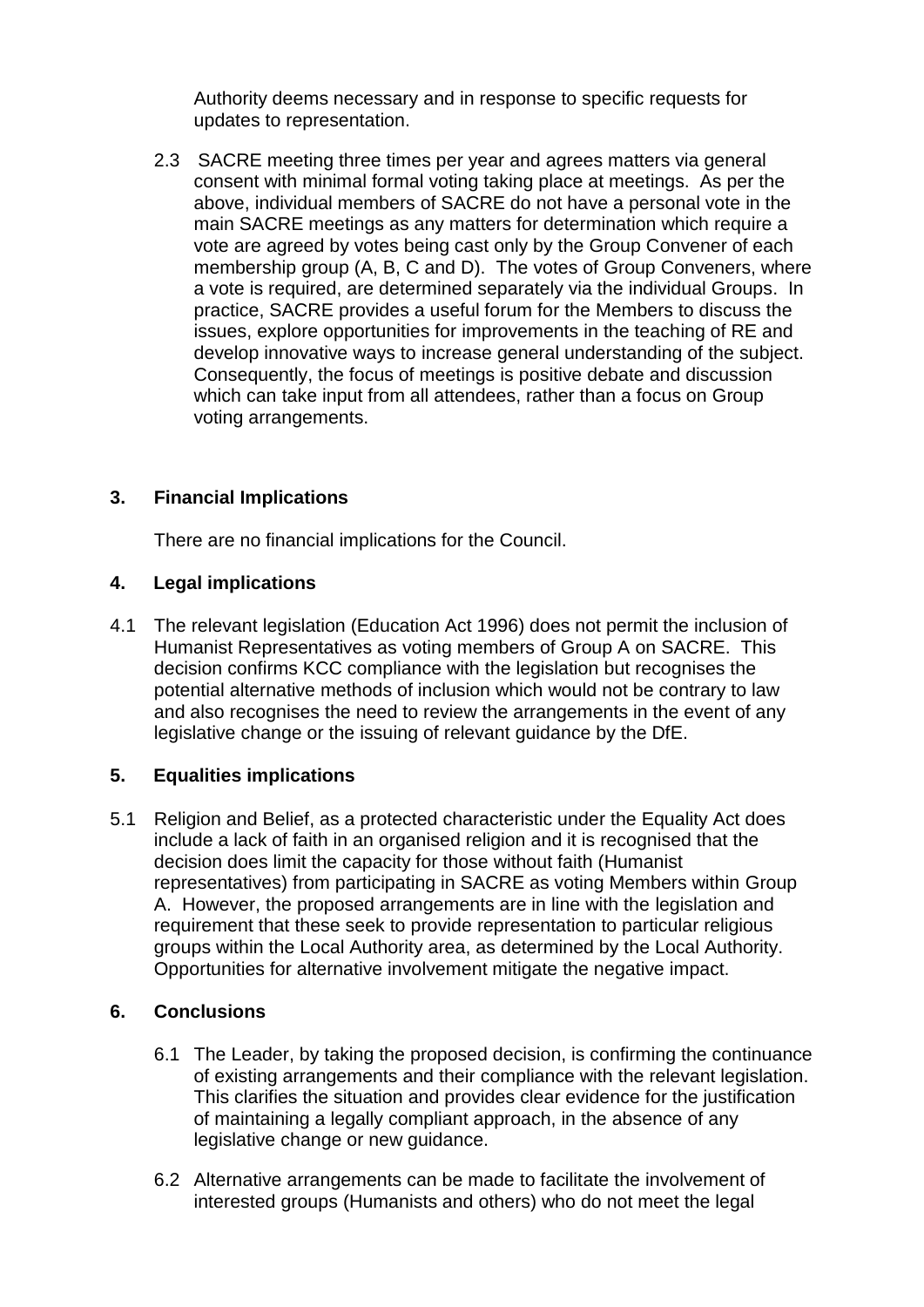Authority deems necessary and in response to specific requests for updates to representation.

2.3 SACRE meeting three times per year and agrees matters via general consent with minimal formal voting taking place at meetings. As per the above, individual members of SACRE do not have a personal vote in the main SACRE meetings as any matters for determination which require a vote are agreed by votes being cast only by the Group Convener of each membership group (A, B, C and D). The votes of Group Conveners, where a vote is required, are determined separately via the individual Groups. In practice, SACRE provides a useful forum for the Members to discuss the issues, explore opportunities for improvements in the teaching of RE and develop innovative ways to increase general understanding of the subject. Consequently, the focus of meetings is positive debate and discussion which can take input from all attendees, rather than a focus on Group voting arrangements.

## 3. Financial Implications

There are no financial implications for the Council.

## 4. Legal implications

4.1 The relevant legislation (Education Act 1996) does not permit the inclusion of Humanist Representatives as voting members of Group A on SACRE. This decision confirms KCC compliance with the legislation but recognises the potential alternative methods of inclusion which would not be contrary to law and also recognises the need to review the arrangements in the event of any legislative change or the issuing of relevant guidance by the DfE.

## 5. Equalities implications

5.1 Religion and Belief, as a protected characteristic under the Equality Act does include a lack of faith in an organised religion and it is recognised that the decision does limit the capacity for those without faith (Humanist representatives) from participating in SACRE as voting Members within Group A. However, the proposed arrangements are in line with the legislation and requirement that these seek to provide representation to particular religious groups within the Local Authority area, as determined by the Local Authority. Opportunities for alternative involvement mitigate the negative impact.

## 6. Conclusions

6.1 The Leader, by taking the proposed decision, is confirming the continuance of existing arrangements and their compliance with the relevant legislation. This clarifies the situation and provides clear evidence for the justification of maintaining a legally compliant approach, in the absence of any legislative change or new guidance.

6.2 Alternative arrangements can be made to facilitate the involvement of interested groups (Humanists and others) who do not meet the legal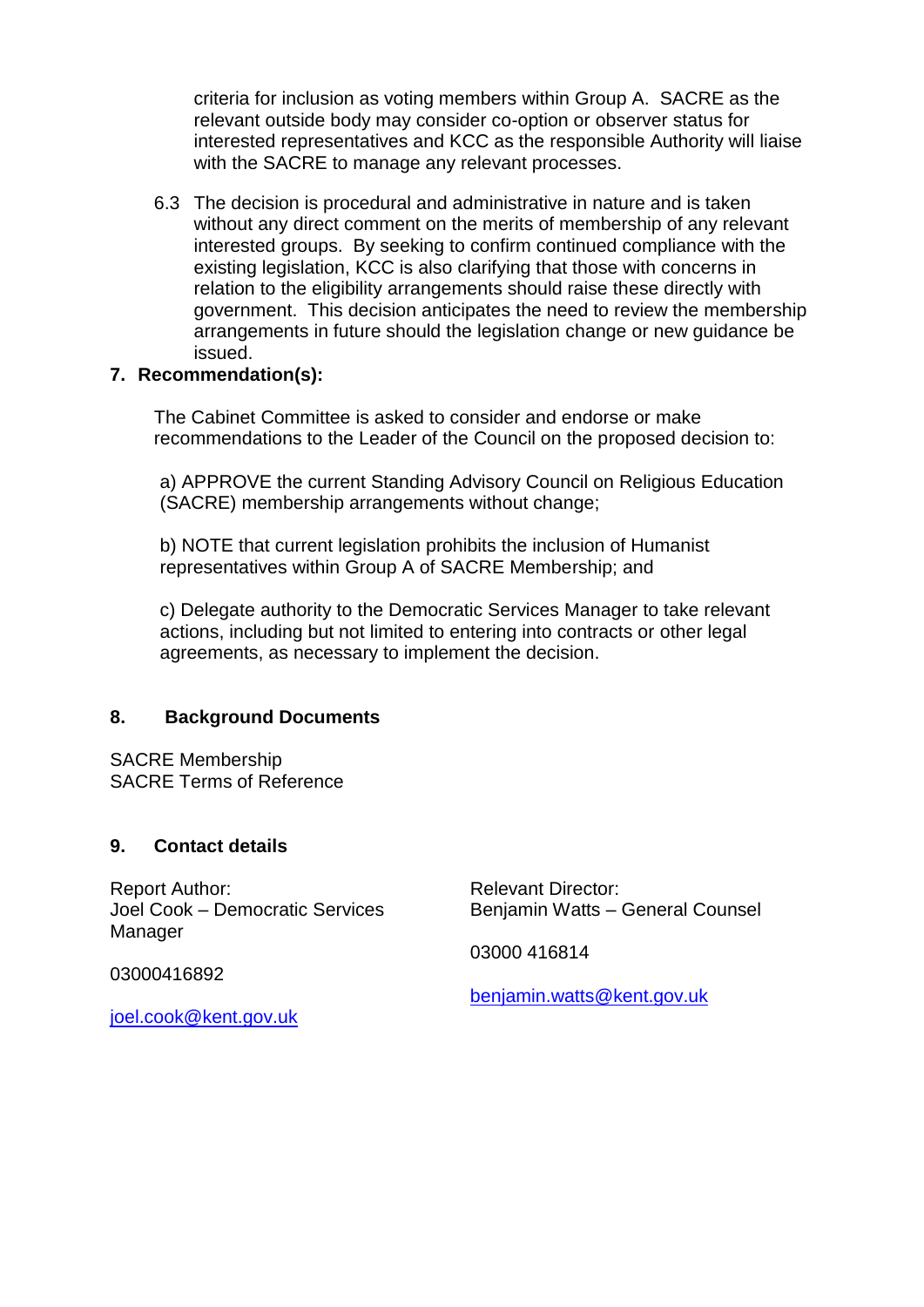criteria for inclusion as voting members within Group A. SACRE as the relevant outside body may consider co-option or observer status for interested representatives and KCC as the responsible Authority will liaise with the SACRE to manage any relevant processes.

6.3 The decision is procedural and administrative in nature and is taken without any direct comment on the merits of membership of any relevant interested groups. By seeking to confirm continued compliance with the existing legislation, KCC is also clarifying that those with concerns in relation to the eligibility arrangements should raise these directly with government. This decision anticipates the need to review the membership arrangements in future should the legislation change or new guidance be issued.

## 7. Recommendation(s):

The Cabinet Committee is asked to consider and endorse or make recommendations to the Leader of the Council on the proposed decision to:

a) APPROVE the current Standing Advisory Council on Religious Education (SACRE) membership arrangements without change;

b) NOTE that current legislation prohibits the inclusion of Humanist representatives within Group A of SACRE Membership; and

c) Delegate authority to the Democratic Services Manager to take relevant actions, including but not limited to entering into contracts or other legal agreements, as necessary to implement the decision.

## 8. Background Documents

SACRE Membership
SACRE Terms of Reference

## 9. Contact details

Report Author:
Joel Cook – Democratic Services Manager

03000416892

joel.cook@kent.gov.uk

Relevant Director:
Benjamin Watts – General Counsel

03000 416814

benjamin.watts@kent.gov.uk